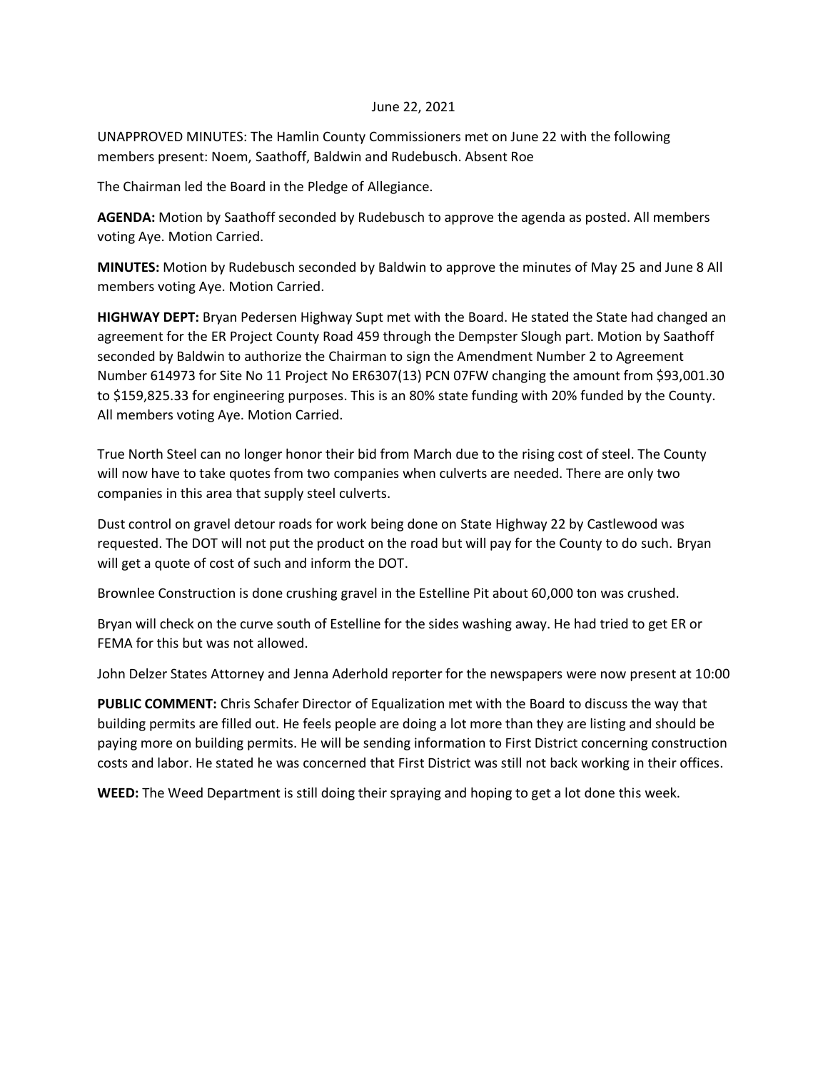June 22, 2021

UNAPPROVED MINUTES: The Hamlin County Commissioners met on June 22 with the following members present: Noem, Saathoff, Baldwin and Rudebusch. Absent Roe

The Chairman led the Board in the Pledge of Allegiance.

**AGENDA:** Motion by Saathoff seconded by Rudebusch to approve the agenda as posted. All members voting Aye. Motion Carried.

**MINUTES:** Motion by Rudebusch seconded by Baldwin to approve the minutes of May 25 and June 8 All members voting Aye. Motion Carried.

**HIGHWAY DEPT:** Bryan Pedersen Highway Supt met with the Board. He stated the State had changed an agreement for the ER Project County Road 459 through the Dempster Slough part. Motion by Saathoff seconded by Baldwin to authorize the Chairman to sign the Amendment Number 2 to Agreement Number 614973 for Site No 11 Project No ER6307(13) PCN 07FW changing the amount from $93,001.30 to $159,825.33 for engineering purposes. This is an 80% state funding with 20% funded by the County. All members voting Aye. Motion Carried.

True North Steel can no longer honor their bid from March due to the rising cost of steel. The County will now have to take quotes from two companies when culverts are needed. There are only two companies in this area that supply steel culverts.

Dust control on gravel detour roads for work being done on State Highway 22 by Castlewood was requested. The DOT will not put the product on the road but will pay for the County to do such. Bryan will get a quote of cost of such and inform the DOT.

Brownlee Construction is done crushing gravel in the Estelline Pit about 60,000 ton was crushed.

Bryan will check on the curve south of Estelline for the sides washing away. He had tried to get ER or FEMA for this but was not allowed.

John Delzer States Attorney and Jenna Aderhold reporter for the newspapers were now present at 10:00

**PUBLIC COMMENT:** Chris Schafer Director of Equalization met with the Board to discuss the way that building permits are filled out. He feels people are doing a lot more than they are listing and should be paying more on building permits. He will be sending information to First District concerning construction costs and labor. He stated he was concerned that First District was still not back working in their offices.

**WEED:** The Weed Department is still doing their spraying and hoping to get a lot done this week.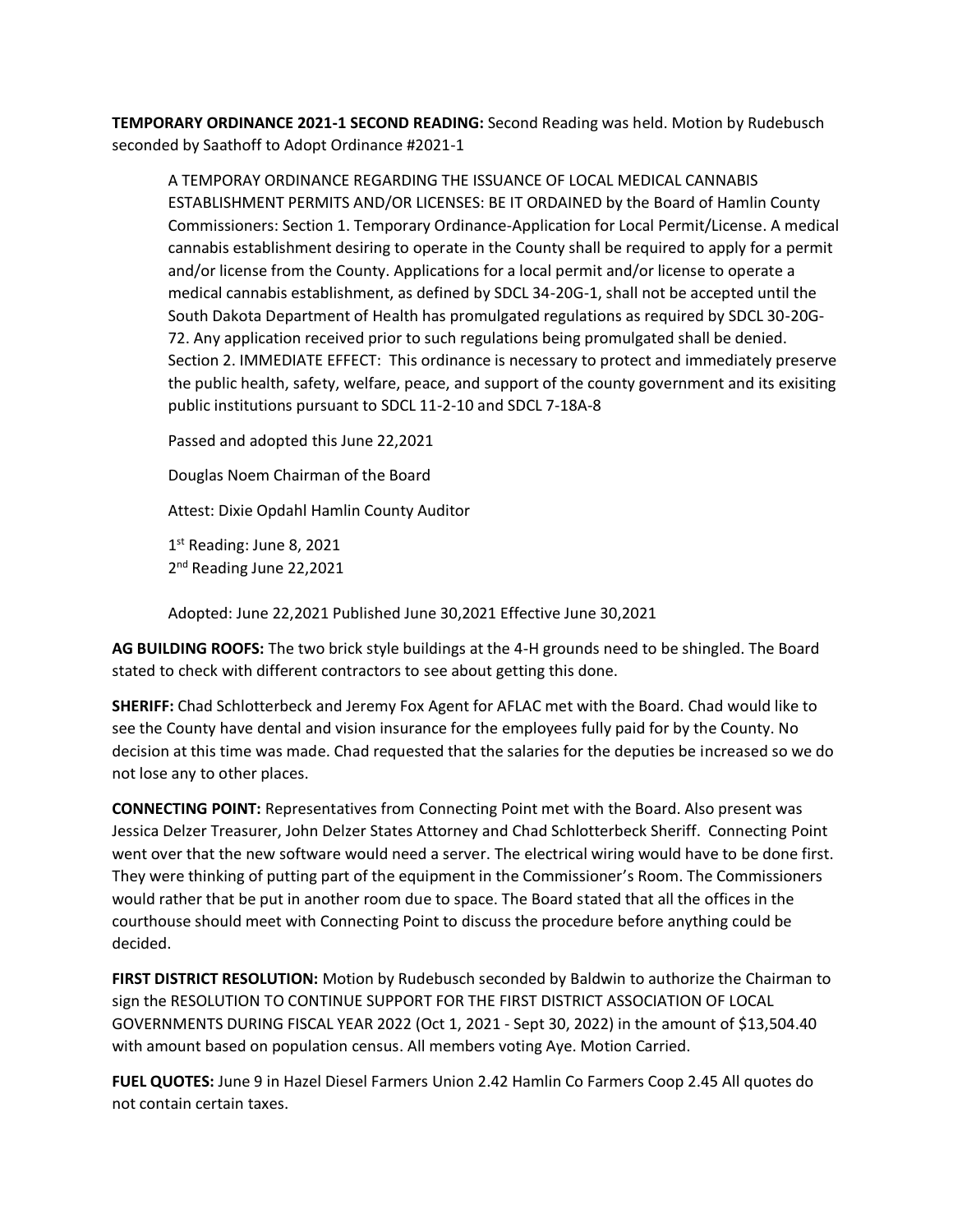**TEMPORARY ORDINANCE 2021-1 SECOND READING:** Second Reading was held. Motion by Rudebusch seconded by Saathoff to Adopt Ordinance #2021-1

> A TEMPORAY ORDINANCE REGARDING THE ISSUANCE OF LOCAL MEDICAL CANNABIS ESTABLISHMENT PERMITS AND/OR LICENSES: BE IT ORDAINED by the Board of Hamlin County Commissioners: Section 1. Temporary Ordinance-Application for Local Permit/License. A medical cannabis establishment desiring to operate in the County shall be required to apply for a permit and/or license from the County. Applications for a local permit and/or license to operate a medical cannabis establishment, as defined by SDCL 34-20G-1, shall not be accepted until the South Dakota Department of Health has promulgated regulations as required by SDCL 30-20G-72. Any application received prior to such regulations being promulgated shall be denied. Section 2. IMMEDIATE EFFECT: This ordinance is necessary to protect and immediately preserve the public health, safety, welfare, peace, and support of the county government and its exisiting public institutions pursuant to SDCL 11-2-10 and SDCL 7-18A-8
>
> Passed and adopted this June 22,2021
>
> Douglas Noem Chairman of the Board
>
> Attest: Dixie Opdahl Hamlin County Auditor
>
> 1st Reading: June 8, 2021
> 2nd Reading June 22,2021
>
> Adopted: June 22,2021 Published June 30,2021 Effective June 30,2021

**AG BUILDING ROOFS:** The two brick style buildings at the 4-H grounds need to be shingled. The Board stated to check with different contractors to see about getting this done.

**SHERIFF:** Chad Schlotterbeck and Jeremy Fox Agent for AFLAC met with the Board. Chad would like to see the County have dental and vision insurance for the employees fully paid for by the County. No decision at this time was made. Chad requested that the salaries for the deputies be increased so we do not lose any to other places.

**CONNECTING POINT:** Representatives from Connecting Point met with the Board. Also present was Jessica Delzer Treasurer, John Delzer States Attorney and Chad Schlotterbeck Sheriff. Connecting Point went over that the new software would need a server. The electrical wiring would have to be done first. They were thinking of putting part of the equipment in the Commissioner's Room. The Commissioners would rather that be put in another room due to space. The Board stated that all the offices in the courthouse should meet with Connecting Point to discuss the procedure before anything could be decided.

**FIRST DISTRICT RESOLUTION:** Motion by Rudebusch seconded by Baldwin to authorize the Chairman to sign the RESOLUTION TO CONTINUE SUPPORT FOR THE FIRST DISTRICT ASSOCIATION OF LOCAL GOVERNMENTS DURING FISCAL YEAR 2022 (Oct 1, 2021 - Sept 30, 2022) in the amount of $13,504.40 with amount based on population census. All members voting Aye. Motion Carried.

**FUEL QUOTES:** June 9 in Hazel Diesel Farmers Union 2.42 Hamlin Co Farmers Coop 2.45 All quotes do not contain certain taxes.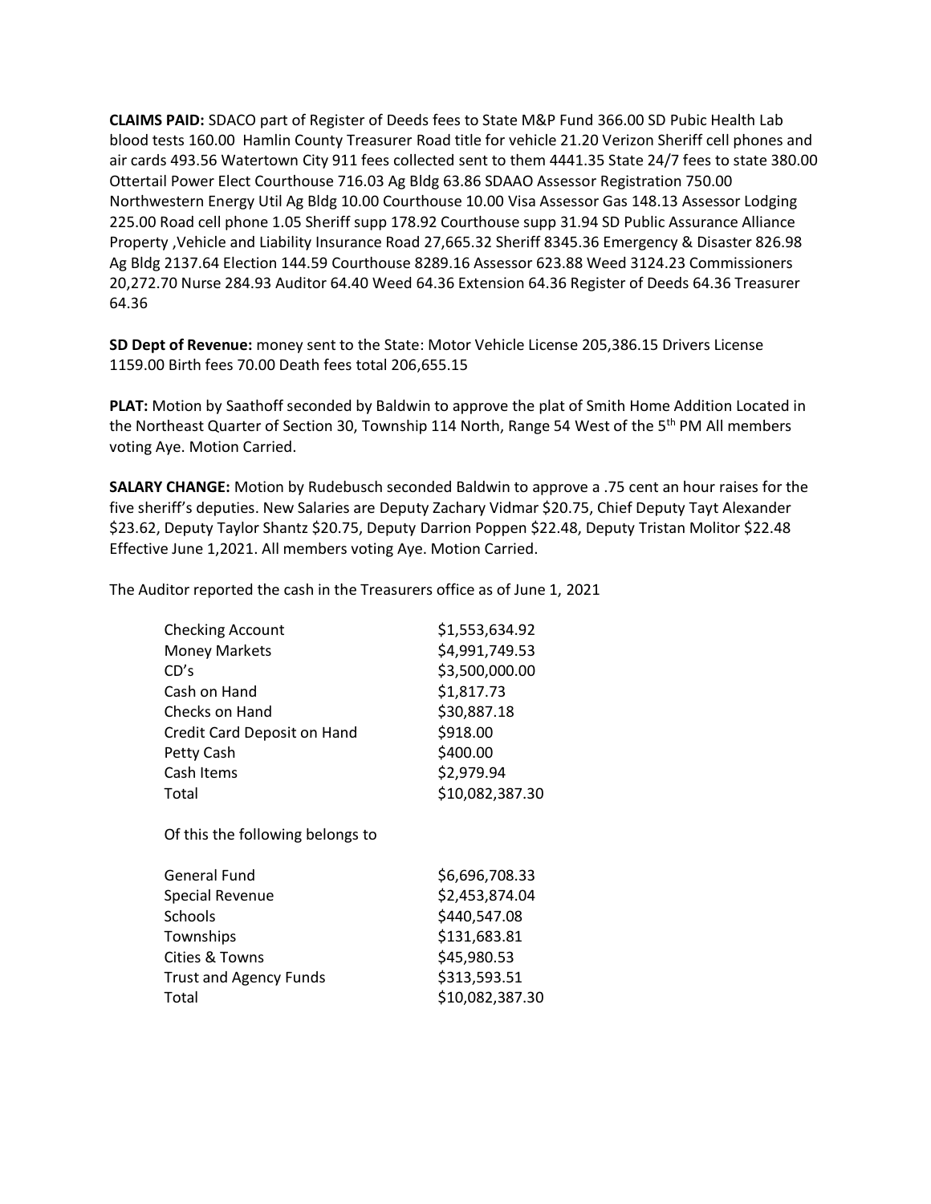**CLAIMS PAID:** SDACO part of Register of Deeds fees to State M&P Fund 366.00 SD Pubic Health Lab blood tests 160.00 Hamlin County Treasurer Road title for vehicle 21.20 Verizon Sheriff cell phones and air cards 493.56 Watertown City 911 fees collected sent to them 4441.35 State 24/7 fees to state 380.00 Ottertail Power Elect Courthouse 716.03 Ag Bldg 63.86 SDAAO Assessor Registration 750.00 Northwestern Energy Util Ag Bldg 10.00 Courthouse 10.00 Visa Assessor Gas 148.13 Assessor Lodging 225.00 Road cell phone 1.05 Sheriff supp 178.92 Courthouse supp 31.94 SD Public Assurance Alliance Property ,Vehicle and Liability Insurance Road 27,665.32 Sheriff 8345.36 Emergency & Disaster 826.98 Ag Bldg 2137.64 Election 144.59 Courthouse 8289.16 Assessor 623.88 Weed 3124.23 Commissioners 20,272.70 Nurse 284.93 Auditor 64.40 Weed 64.36 Extension 64.36 Register of Deeds 64.36 Treasurer 64.36

**SD Dept of Revenue:** money sent to the State: Motor Vehicle License 205,386.15 Drivers License 1159.00 Birth fees 70.00 Death fees total 206,655.15

**PLAT:** Motion by Saathoff seconded by Baldwin to approve the plat of Smith Home Addition Located in the Northeast Quarter of Section 30, Township 114 North, Range 54 West of the 5th PM All members voting Aye. Motion Carried.

**SALARY CHANGE:** Motion by Rudebusch seconded Baldwin to approve a .75 cent an hour raises for the five sheriff's deputies. New Salaries are Deputy Zachary Vidmar $20.75, Chief Deputy Tayt Alexander $23.62, Deputy Taylor Shantz $20.75, Deputy Darrion Poppen $22.48, Deputy Tristan Molitor $22.48 Effective June 1,2021. All members voting Aye. Motion Carried.

The Auditor reported the cash in the Treasurers office as of June 1, 2021

| | |
|---|---|
| Checking Account | $1,553,634.92 |
| Money Markets | $4,991,749.53 |
| CD's | $3,500,000.00 |
| Cash on Hand | $1,817.73 |
| Checks on Hand | $30,887.18 |
| Credit Card Deposit on Hand | $918.00 |
| Petty Cash | $400.00 |
| Cash Items | $2,979.94 |
| Total | $10,082,387.30 |

Of this the following belongs to

| | |
|---|---|
| General Fund | $6,696,708.33 |
| Special Revenue | $2,453,874.04 |
| Schools | $440,547.08 |
| Townships | $131,683.81 |
| Cities & Towns | $45,980.53 |
| Trust and Agency Funds | $313,593.51 |
| Total | $10,082,387.30 |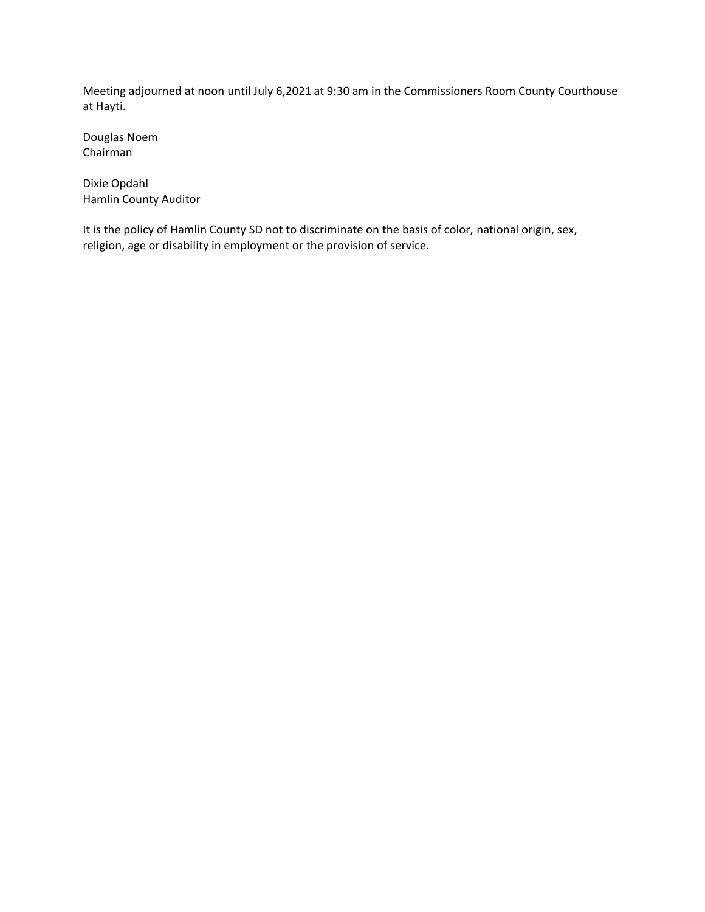Meeting adjourned at noon until July 6,2021 at 9:30 am in the Commissioners Room County Courthouse at Hayti.

Douglas Noem
Chairman

Dixie Opdahl
Hamlin County Auditor

It is the policy of Hamlin County SD not to discriminate on the basis of color, national origin, sex, religion, age or disability in employment or the provision of service.